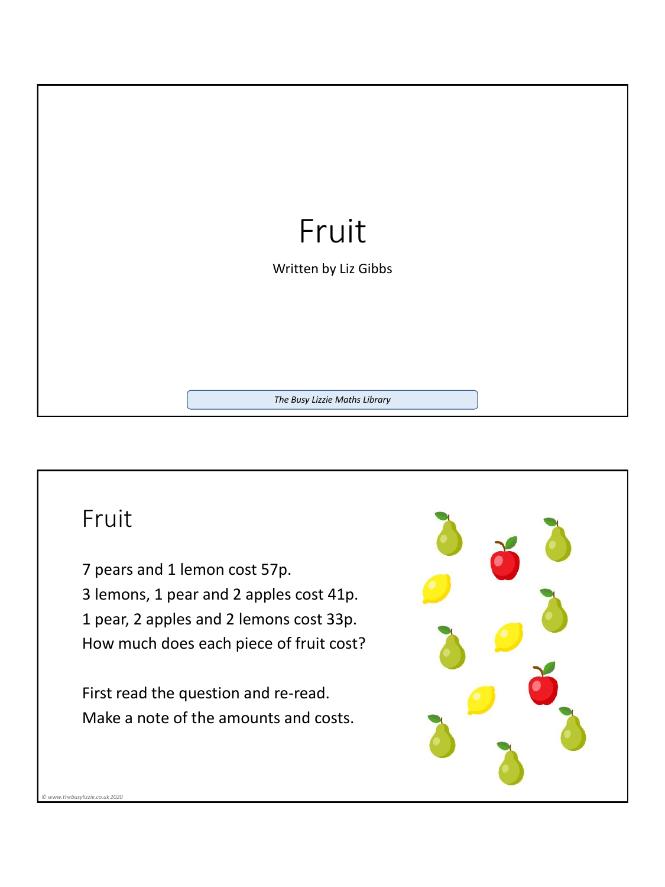# Fruit

Written by Liz Gibbs

*The Busy Lizzie Maths Library*

## Fruit

7 pears and 1 lemon cost 57p.

3 lemons, 1 pear and 2 apples cost 41p.

1 pear, 2 apples and 2 lemons cost 33p.

How much does each piece of fruit cost?

First read the question and re-read.

Make a note of the amounts and costs.

*© www.thebusylizzie.co.uk 2020*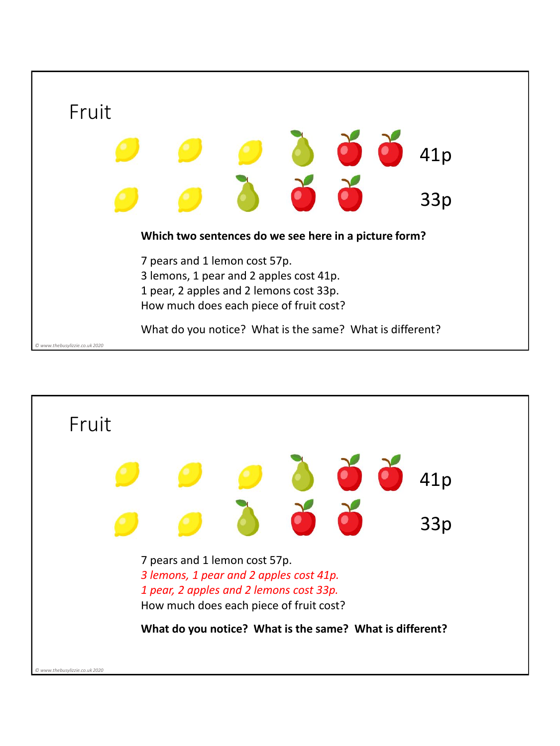## Fruit

41p

33p

**Which two sentences do we see here in a picture form?**

7 pears and 1 lemon cost 57p.
3 lemons, 1 pear and 2 apples cost 41p.
1 pear, 2 apples and 2 lemons cost 33p.
How much does each piece of fruit cost?

What do you notice? What is the same? What is different?

## Fruit

41p

33p

7 pears and 1 lemon cost 57p.
*3 lemons, 1 pear and 2 apples cost 41p.*
*1 pear, 2 apples and 2 lemons cost 33p.*
How much does each piece of fruit cost?

**What do you notice? What is the same? What is different?**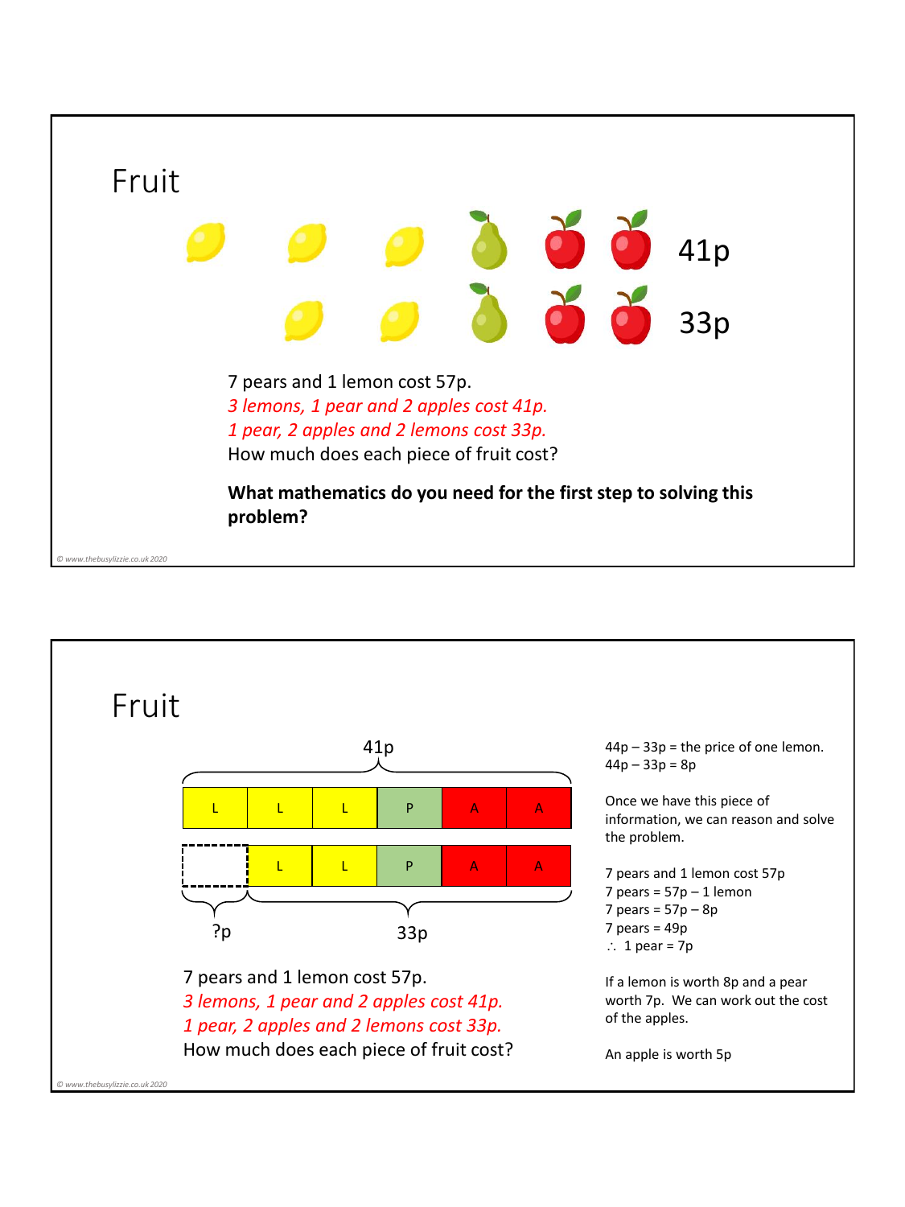# Fruit

41p

33p

7 pears and 1 lemon cost 57p.

*3 lemons, 1 pear and 2 apples cost 41p.*

*1 pear, 2 apples and 2 lemons cost 33p.*

How much does each piece of fruit cost?

**What mathematics do you need for the first step to solving this problem?**

© www.thebusylizzie.co.uk 2020

# Fruit

41p

L L L P A A

L L P A A

?p

33p

7 pears and 1 lemon cost 57p.

*3 lemons, 1 pear and 2 apples cost 41p.*

*1 pear, 2 apples and 2 lemons cost 33p.*

How much does each piece of fruit cost?

44p – 33p = the price of one lemon.
44p – 33p = 8p

Once we have this piece of information, we can reason and solve the problem.

7 pears and 1 lemon cost 57p
7 pears = 57p – 1 lemon
7 pears = 57p – 8p
7 pears = 49p
∴ 1 pear = 7p

If a lemon is worth 8p and a pear worth 7p. We can work out the cost of the apples.

An apple is worth 5p

© www.thebusylizzie.co.uk 2020